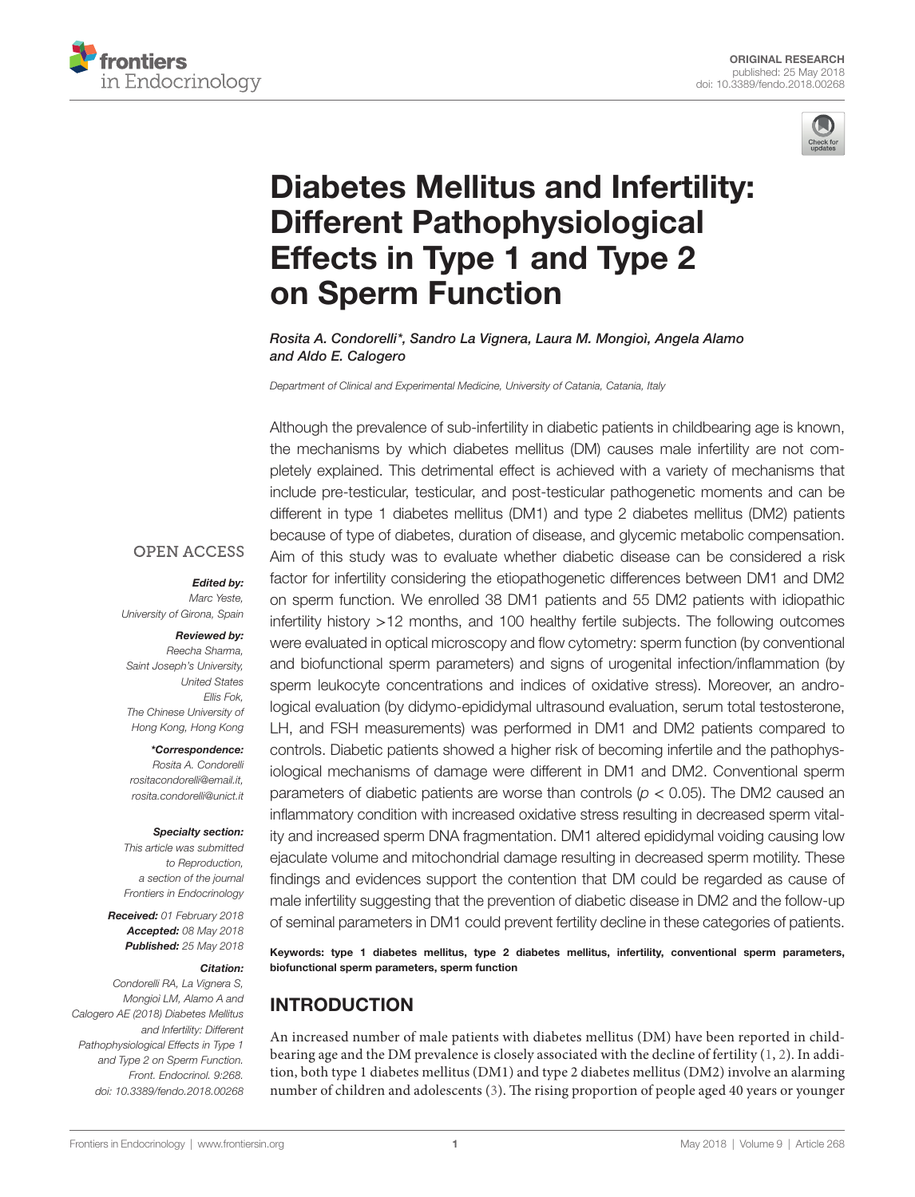ORIGINAL RESEARCH
published: 25 May 2018
doi: 10.3389/fendo.2018.00268

# Diabetes Mellitus and Infertility: Different Pathophysiological Effects in Type 1 and Type 2 on Sperm Function

*Rosita A. Condorelli\*, Sandro La Vignera, Laura M. Mongioì, Angela Alamo and Aldo E. Calogero*

*Department of Clinical and Experimental Medicine, University of Catania, Catania, Italy*

Although the prevalence of sub-infertility in diabetic patients in childbearing age is known, the mechanisms by which diabetes mellitus (DM) causes male infertility are not completely explained. This detrimental effect is achieved with a variety of mechanisms that include pre-testicular, testicular, and post-testicular pathogenetic moments and can be different in type 1 diabetes mellitus (DM1) and type 2 diabetes mellitus (DM2) patients because of type of diabetes, duration of disease, and glycemic metabolic compensation. Aim of this study was to evaluate whether diabetic disease can be considered a risk factor for infertility considering the etiopathogenetic differences between DM1 and DM2 on sperm function. We enrolled 38 DM1 patients and 55 DM2 patients with idiopathic infertility history >12 months, and 100 healthy fertile subjects. The following outcomes were evaluated in optical microscopy and flow cytometry: sperm function (by conventional and biofunctional sperm parameters) and signs of urogenital infection/inflammation (by sperm leukocyte concentrations and indices of oxidative stress). Moreover, an andrological evaluation (by didymo-epididymal ultrasound evaluation, serum total testosterone, LH, and FSH measurements) was performed in DM1 and DM2 patients compared to controls. Diabetic patients showed a higher risk of becoming infertile and the pathophysiological mechanisms of damage were different in DM1 and DM2. Conventional sperm parameters of diabetic patients are worse than controls ($p < 0.05$). The DM2 caused an inflammatory condition with increased oxidative stress resulting in decreased sperm vitality and increased sperm DNA fragmentation. DM1 altered epididymal voiding causing low ejaculate volume and mitochondrial damage resulting in decreased sperm motility. These findings and evidences support the contention that DM could be regarded as cause of male infertility suggesting that the prevention of diabetic disease in DM2 and the follow-up of seminal parameters in DM1 could prevent fertility decline in these categories of patients.

**Keywords: type 1 diabetes mellitus, type 2 diabetes mellitus, infertility, conventional sperm parameters, biofunctional sperm parameters, sperm function**

OPEN ACCESS

***Edited by:***
*Marc Yeste, University of Girona, Spain*

***Reviewed by:***
*Reecha Sharma, Saint Joseph's University, United States*
*Ellis Fok, The Chinese University of Hong Kong, Hong Kong*

***\*Correspondence:***
*Rosita A. Condorelli*
*rositacondorelli@email.it, rosita.condorelli@unict.it*

***Specialty section:***
*This article was submitted to Reproduction, a section of the journal Frontiers in Endocrinology*

***Received:*** *01 February 2018*
***Accepted:*** *08 May 2018*
***Published:*** *25 May 2018*

***Citation:***
*Condorelli RA, La Vignera S, Mongioì LM, Alamo A and Calogero AE (2018) Diabetes Mellitus and Infertility: Different Pathophysiological Effects in Type 1 and Type 2 on Sperm Function. Front. Endocrinol. 9:268. doi: 10.3389/fendo.2018.00268*

## INTRODUCTION

An increased number of male patients with diabetes mellitus (DM) have been reported in childbearing age and the DM prevalence is closely associated with the decline of fertility (1, 2). In addition, both type 1 diabetes mellitus (DM1) and type 2 diabetes mellitus (DM2) involve an alarming number of children and adolescents (3). The rising proportion of people aged 40 years or younger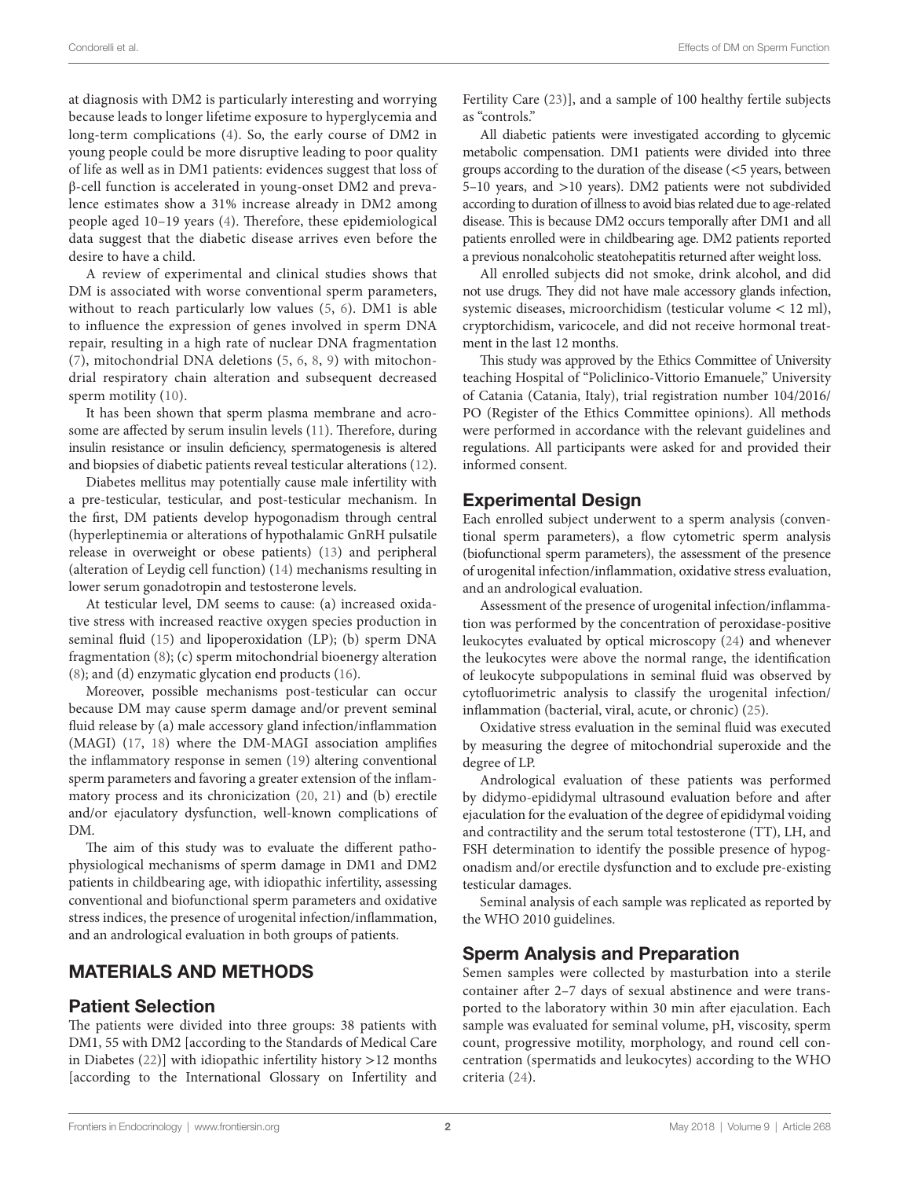at diagnosis with DM2 is particularly interesting and worrying because leads to longer lifetime exposure to hyperglycemia and long-term complications (4). So, the early course of DM2 in young people could be more disruptive leading to poor quality of life as well as in DM1 patients: evidences suggest that loss of β-cell function is accelerated in young-onset DM2 and prevalence estimates show a 31% increase already in DM2 among people aged 10–19 years (4). Therefore, these epidemiological data suggest that the diabetic disease arrives even before the desire to have a child.

A review of experimental and clinical studies shows that DM is associated with worse conventional sperm parameters, without to reach particularly low values (5, 6). DM1 is able to influence the expression of genes involved in sperm DNA repair, resulting in a high rate of nuclear DNA fragmentation (7), mitochondrial DNA deletions (5, 6, 8, 9) with mitochondrial respiratory chain alteration and subsequent decreased sperm motility (10).

It has been shown that sperm plasma membrane and acrosome are affected by serum insulin levels (11). Therefore, during insulin resistance or insulin deficiency, spermatogenesis is altered and biopsies of diabetic patients reveal testicular alterations (12).

Diabetes mellitus may potentially cause male infertility with a pre-testicular, testicular, and post-testicular mechanism. In the first, DM patients develop hypogonadism through central (hyperleptinemia or alterations of hypothalamic GnRH pulsatile release in overweight or obese patients) (13) and peripheral (alteration of Leydig cell function) (14) mechanisms resulting in lower serum gonadotropin and testosterone levels.

At testicular level, DM seems to cause: (a) increased oxidative stress with increased reactive oxygen species production in seminal fluid (15) and lipoperoxidation (LP); (b) sperm DNA fragmentation (8); (c) sperm mitochondrial bioenergy alteration (8); and (d) enzymatic glycation end products (16).

Moreover, possible mechanisms post-testicular can occur because DM may cause sperm damage and/or prevent seminal fluid release by (a) male accessory gland infection/inflammation (MAGI) (17, 18) where the DM-MAGI association amplifies the inflammatory response in semen (19) altering conventional sperm parameters and favoring a greater extension of the inflammatory process and its chronicization (20, 21) and (b) erectile and/or ejaculatory dysfunction, well-known complications of DM.

The aim of this study was to evaluate the different pathophysiological mechanisms of sperm damage in DM1 and DM2 patients in childbearing age, with idiopathic infertility, assessing conventional and biofunctional sperm parameters and oxidative stress indices, the presence of urogenital infection/inflammation, and an andrological evaluation in both groups of patients.

## MATERIALS AND METHODS

### Patient Selection

The patients were divided into three groups: 38 patients with DM1, 55 with DM2 [according to the Standards of Medical Care in Diabetes (22)] with idiopathic infertility history >12 months [according to the International Glossary on Infertility and Fertility Care (23)], and a sample of 100 healthy fertile subjects as "controls."

All diabetic patients were investigated according to glycemic metabolic compensation. DM1 patients were divided into three groups according to the duration of the disease (<5 years, between 5–10 years, and >10 years). DM2 patients were not subdivided according to duration of illness to avoid bias related due to age-related disease. This is because DM2 occurs temporally after DM1 and all patients enrolled were in childbearing age. DM2 patients reported a previous nonalcoholic steatohepatitis returned after weight loss.

All enrolled subjects did not smoke, drink alcohol, and did not use drugs. They did not have male accessory glands infection, systemic diseases, microorchidism (testicular volume < 12 ml), cryptorchidism, varicocele, and did not receive hormonal treatment in the last 12 months.

This study was approved by the Ethics Committee of University teaching Hospital of "Policlinico-Vittorio Emanuele," University of Catania (Catania, Italy), trial registration number 104/2016/PO (Register of the Ethics Committee opinions). All methods were performed in accordance with the relevant guidelines and regulations. All participants were asked for and provided their informed consent.

### Experimental Design

Each enrolled subject underwent to a sperm analysis (conventional sperm parameters), a flow cytometric sperm analysis (biofunctional sperm parameters), the assessment of the presence of urogenital infection/inflammation, oxidative stress evaluation, and an andrological evaluation.

Assessment of the presence of urogenital infection/inflammation was performed by the concentration of peroxidase-positive leukocytes evaluated by optical microscopy (24) and whenever the leukocytes were above the normal range, the identification of leukocyte subpopulations in seminal fluid was observed by cytofluorimetric analysis to classify the urogenital infection/inflammation (bacterial, viral, acute, or chronic) (25).

Oxidative stress evaluation in the seminal fluid was executed by measuring the degree of mitochondrial superoxide and the degree of LP.

Andrological evaluation of these patients was performed by didymo-epididymal ultrasound evaluation before and after ejaculation for the evaluation of the degree of epididymal voiding and contractility and the serum total testosterone (TT), LH, and FSH determination to identify the possible presence of hypogonadism and/or erectile dysfunction and to exclude pre-existing testicular damages.

Seminal analysis of each sample was replicated as reported by the WHO 2010 guidelines.

### Sperm Analysis and Preparation

Semen samples were collected by masturbation into a sterile container after 2–7 days of sexual abstinence and were transported to the laboratory within 30 min after ejaculation. Each sample was evaluated for seminal volume, pH, viscosity, sperm count, progressive motility, morphology, and round cell concentration (spermatids and leukocytes) according to the WHO criteria (24).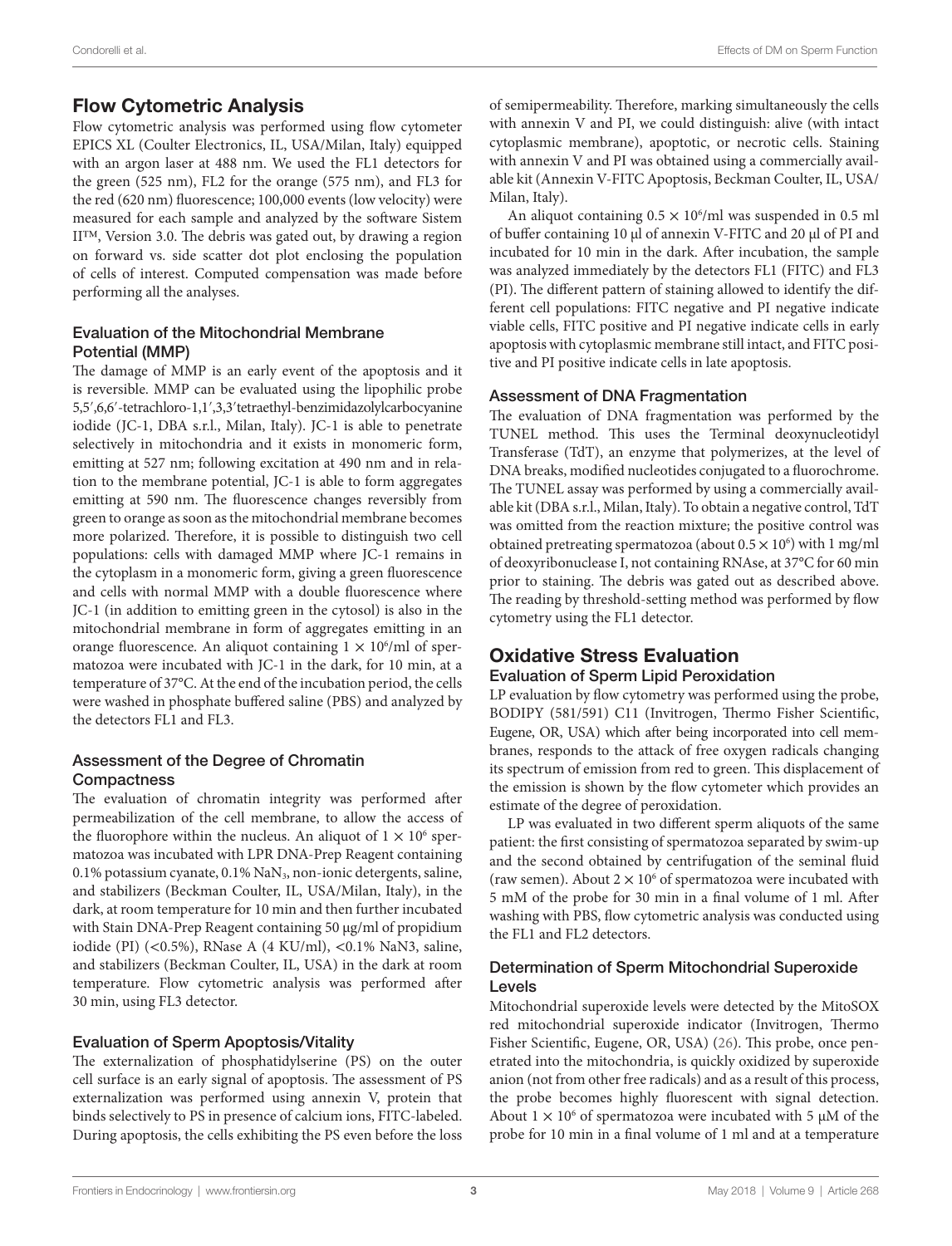## Flow Cytometric Analysis

Flow cytometric analysis was performed using flow cytometer EPICS XL (Coulter Electronics, IL, USA/Milan, Italy) equipped with an argon laser at 488 nm. We used the FL1 detectors for the green (525 nm), FL2 for the orange (575 nm), and FL3 for the red (620 nm) fluorescence; 100,000 events (low velocity) were measured for each sample and analyzed by the software Sistem II™, Version 3.0. The debris was gated out, by drawing a region on forward vs. side scatter dot plot enclosing the population of cells of interest. Computed compensation was made before performing all the analyses.

### Evaluation of the Mitochondrial Membrane Potential (MMP)

The damage of MMP is an early event of the apoptosis and it is reversible. MMP can be evaluated using the lipophilic probe 5,5′,6,6′-tetrachloro-1,1′,3,3′tetraethyl-benzimidazolylcarbocyanine iodide (JC-1, DBA s.r.l., Milan, Italy). JC-1 is able to penetrate selectively in mitochondria and it exists in monomeric form, emitting at 527 nm; following excitation at 490 nm and in relation to the membrane potential, JC-1 is able to form aggregates emitting at 590 nm. The fluorescence changes reversibly from green to orange as soon as the mitochondrial membrane becomes more polarized. Therefore, it is possible to distinguish two cell populations: cells with damaged MMP where JC-1 remains in the cytoplasm in a monomeric form, giving a green fluorescence and cells with normal MMP with a double fluorescence where JC-1 (in addition to emitting green in the cytosol) is also in the mitochondrial membrane in form of aggregates emitting in an orange fluorescence. An aliquot containing $1 \times 10^6$/ml of spermatozoa were incubated with JC-1 in the dark, for 10 min, at a temperature of 37°C. At the end of the incubation period, the cells were washed in phosphate buffered saline (PBS) and analyzed by the detectors FL1 and FL3.

### Assessment of the Degree of Chromatin Compactness

The evaluation of chromatin integrity was performed after permeabilization of the cell membrane, to allow the access of the fluorophore within the nucleus. An aliquot of $1 \times 10^6$ spermatozoa was incubated with LPR DNA-Prep Reagent containing 0.1% potassium cyanate, 0.1% $NaN_3$, non-ionic detergents, saline, and stabilizers (Beckman Coulter, IL, USA/Milan, Italy), in the dark, at room temperature for 10 min and then further incubated with Stain DNA-Prep Reagent containing 50 μg/ml of propidium iodide (PI) (<0.5%), RNase A (4 KU/ml), <0.1% NaN3, saline, and stabilizers (Beckman Coulter, IL, USA) in the dark at room temperature. Flow cytometric analysis was performed after 30 min, using FL3 detector.

### Evaluation of Sperm Apoptosis/Vitality

The externalization of phosphatidylserine (PS) on the outer cell surface is an early signal of apoptosis. The assessment of PS externalization was performed using annexin V, protein that binds selectively to PS in presence of calcium ions, FITC-labeled. During apoptosis, the cells exhibiting the PS even before the loss of semipermeability. Therefore, marking simultaneously the cells with annexin V and PI, we could distinguish: alive (with intact cytoplasmic membrane), apoptotic, or necrotic cells. Staining with annexin V and PI was obtained using a commercially available kit (Annexin V-FITC Apoptosis, Beckman Coulter, IL, USA/Milan, Italy).

An aliquot containing $0.5 \times 10^6$/ml was suspended in 0.5 ml of buffer containing 10 μl of annexin V-FITC and 20 μl of PI and incubated for 10 min in the dark. After incubation, the sample was analyzed immediately by the detectors FL1 (FITC) and FL3 (PI). The different pattern of staining allowed to identify the different cell populations: FITC negative and PI negative indicate viable cells, FITC positive and PI negative indicate cells in early apoptosis with cytoplasmic membrane still intact, and FITC positive and PI positive indicate cells in late apoptosis.

### Assessment of DNA Fragmentation

The evaluation of DNA fragmentation was performed by the TUNEL method. This uses the Terminal deoxynucleotidyl Transferase (TdT), an enzyme that polymerizes, at the level of DNA breaks, modified nucleotides conjugated to a fluorochrome. The TUNEL assay was performed by using a commercially available kit (DBA s.r.l., Milan, Italy). To obtain a negative control, TdT was omitted from the reaction mixture; the positive control was obtained pretreating spermatozoa (about $0.5 \times 10^6$) with 1 mg/ml of deoxyribonuclease I, not containing RNAse, at 37°C for 60 min prior to staining. The debris was gated out as described above. The reading by threshold-setting method was performed by flow cytometry using the FL1 detector.

## Oxidative Stress Evaluation

### Evaluation of Sperm Lipid Peroxidation

LP evaluation by flow cytometry was performed using the probe, BODIPY (581/591) C11 (Invitrogen, Thermo Fisher Scientific, Eugene, OR, USA) which after being incorporated into cell membranes, responds to the attack of free oxygen radicals changing its spectrum of emission from red to green. This displacement of the emission is shown by the flow cytometer which provides an estimate of the degree of peroxidation.

LP was evaluated in two different sperm aliquots of the same patient: the first consisting of spermatozoa separated by swim-up and the second obtained by centrifugation of the seminal fluid (raw semen). About $2 \times 10^6$ of spermatozoa were incubated with 5 mM of the probe for 30 min in a final volume of 1 ml. After washing with PBS, flow cytometric analysis was conducted using the FL1 and FL2 detectors.

### Determination of Sperm Mitochondrial Superoxide Levels

Mitochondrial superoxide levels were detected by the MitoSOX red mitochondrial superoxide indicator (Invitrogen, Thermo Fisher Scientific, Eugene, OR, USA) (26). This probe, once penetrated into the mitochondria, is quickly oxidized by superoxide anion (not from other free radicals) and as a result of this process, the probe becomes highly fluorescent with signal detection. About $1 \times 10^6$ of spermatozoa were incubated with 5 μM of the probe for 10 min in a final volume of 1 ml and at a temperature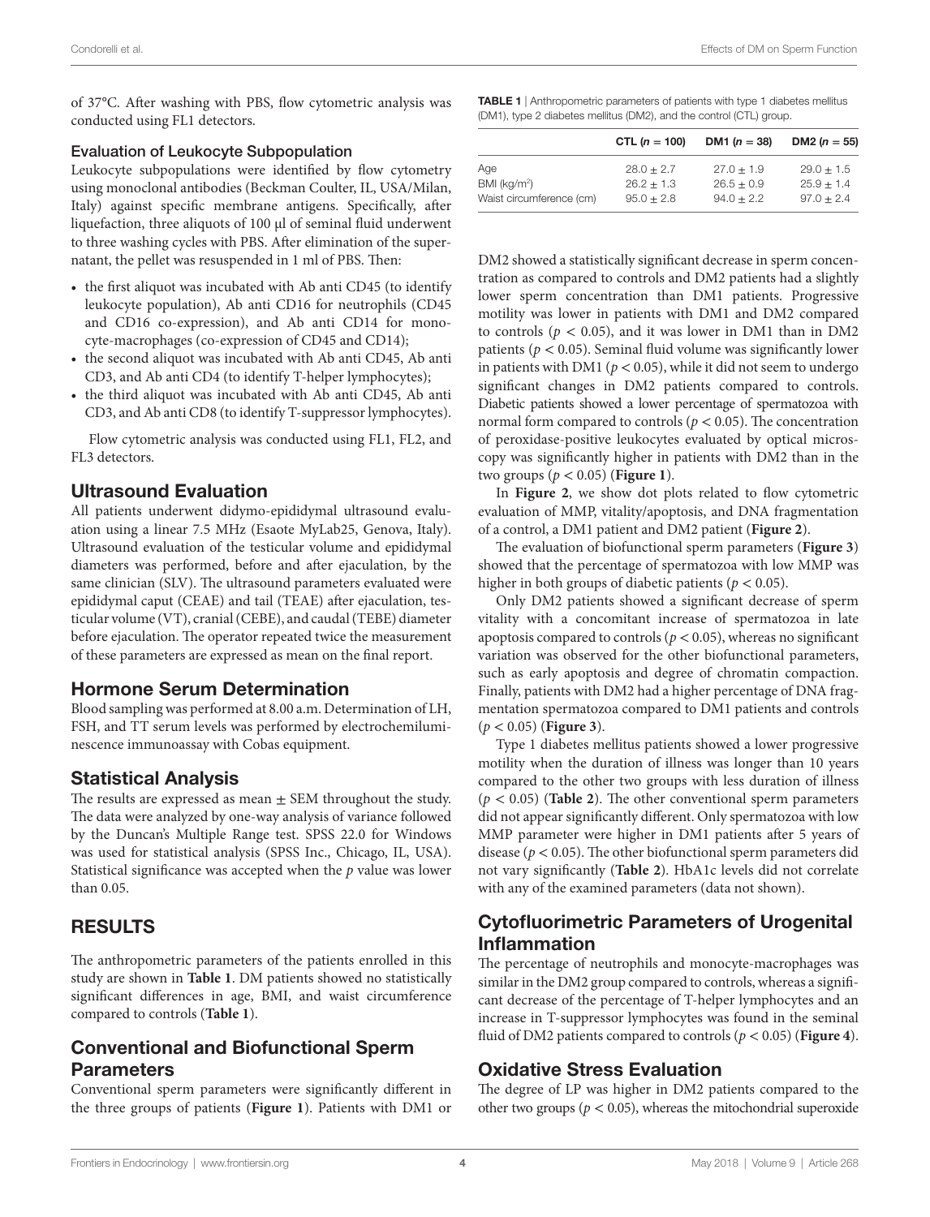of 37°C. After washing with PBS, flow cytometric analysis was conducted using FL1 detectors.

### Evaluation of Leukocyte Subpopulation

Leukocyte subpopulations were identified by flow cytometry using monoclonal antibodies (Beckman Coulter, IL, USA/Milan, Italy) against specific membrane antigens. Specifically, after liquefaction, three aliquots of 100 µl of seminal fluid underwent to three washing cycles with PBS. After elimination of the supernatant, the pellet was resuspended in 1 ml of PBS. Then:

- the first aliquot was incubated with Ab anti CD45 (to identify leukocyte population), Ab anti CD16 for neutrophils (CD45 and CD16 co-expression), and Ab anti CD14 for monocyte-macrophages (co-expression of CD45 and CD14);
- the second aliquot was incubated with Ab anti CD45, Ab anti CD3, and Ab anti CD4 (to identify T-helper lymphocytes);
- the third aliquot was incubated with Ab anti CD45, Ab anti CD3, and Ab anti CD8 (to identify T-suppressor lymphocytes).

Flow cytometric analysis was conducted using FL1, FL2, and FL3 detectors.

## Ultrasound Evaluation

All patients underwent didymo-epididymal ultrasound evaluation using a linear 7.5 MHz (Esaote MyLab25, Genova, Italy). Ultrasound evaluation of the testicular volume and epididymal diameters was performed, before and after ejaculation, by the same clinician (SLV). The ultrasound parameters evaluated were epididymal caput (CEAE) and tail (TEAE) after ejaculation, testicular volume (VT), cranial (CEBE), and caudal (TEBE) diameter before ejaculation. The operator repeated twice the measurement of these parameters are expressed as mean on the final report.

## Hormone Serum Determination

Blood sampling was performed at 8.00 a.m. Determination of LH, FSH, and TT serum levels was performed by electrochemiluminescence immunoassay with Cobas equipment.

## Statistical Analysis

The results are expressed as mean ± SEM throughout the study. The data were analyzed by one-way analysis of variance followed by the Duncan's Multiple Range test. SPSS 22.0 for Windows was used for statistical analysis (SPSS Inc., Chicago, IL, USA). Statistical significance was accepted when the $p$ value was lower than 0.05.

# RESULTS

The anthropometric parameters of the patients enrolled in this study are shown in **Table 1**. DM patients showed no statistically significant differences in age, BMI, and waist circumference compared to controls (**Table 1**).

**TABLE 1** | Anthropometric parameters of patients with type 1 diabetes mellitus (DM1), type 2 diabetes mellitus (DM2), and the control (CTL) group.

| | CTL ($n$ = 100) | DM1 ($n$ = 38) | DM2 ($n$ = 55) |
|---|---|---|---|
| Age | 28.0 ± 2.7 | 27.0 ± 1.9 | 29.0 ± 1.5 |
| BMI (kg/m²) | 26.2 ± 1.3 | 26.5 ± 0.9 | 25.9 ± 1.4 |
| Waist circumference (cm) | 95.0 ± 2.8 | 94.0 ± 2.2 | 97.0 ± 2.4 |

## Conventional and Biofunctional Sperm Parameters

Conventional sperm parameters were significantly different in the three groups of patients (**Figure 1**). Patients with DM1 or DM2 showed a statistically significant decrease in sperm concentration as compared to controls and DM2 patients had a slightly lower sperm concentration than DM1 patients. Progressive motility was lower in patients with DM1 and DM2 compared to controls ($p < 0.05$), and it was lower in DM1 than in DM2 patients ($p < 0.05$). Seminal fluid volume was significantly lower in patients with DM1 ($p < 0.05$), while it did not seem to undergo significant changes in DM2 patients compared to controls. Diabetic patients showed a lower percentage of spermatozoa with normal form compared to controls ($p < 0.05$). The concentration of peroxidase-positive leukocytes evaluated by optical microscopy was significantly higher in patients with DM2 than in the two groups ($p < 0.05$) (**Figure 1**).

In **Figure 2**, we show dot plots related to flow cytometric evaluation of MMP, vitality/apoptosis, and DNA fragmentation of a control, a DM1 patient and DM2 patient (**Figure 2**).

The evaluation of biofunctional sperm parameters (**Figure 3**) showed that the percentage of spermatozoa with low MMP was higher in both groups of diabetic patients ($p < 0.05$).

Only DM2 patients showed a significant decrease of sperm vitality with a concomitant increase of spermatozoa in late apoptosis compared to controls ($p < 0.05$), whereas no significant variation was observed for the other biofunctional parameters, such as early apoptosis and degree of chromatin compaction. Finally, patients with DM2 had a higher percentage of DNA fragmentation spermatozoa compared to DM1 patients and controls ($p < 0.05$) (**Figure 3**).

Type 1 diabetes mellitus patients showed a lower progressive motility when the duration of illness was longer than 10 years compared to the other two groups with less duration of illness ($p < 0.05$) (**Table 2**). The other conventional sperm parameters did not appear significantly different. Only spermatozoa with low MMP parameter were higher in DM1 patients after 5 years of disease ($p < 0.05$). The other biofunctional sperm parameters did not vary significantly (**Table 2**). HbA1c levels did not correlate with any of the examined parameters (data not shown).

## Cytofluorimetric Parameters of Urogenital Inflammation

The percentage of neutrophils and monocyte-macrophages was similar in the DM2 group compared to controls, whereas a significant decrease of the percentage of T-helper lymphocytes and an increase in T-suppressor lymphocytes was found in the seminal fluid of DM2 patients compared to controls ($p < 0.05$) (**Figure 4**).

## Oxidative Stress Evaluation

The degree of LP was higher in DM2 patients compared to the other two groups ($p < 0.05$), whereas the mitochondrial superoxide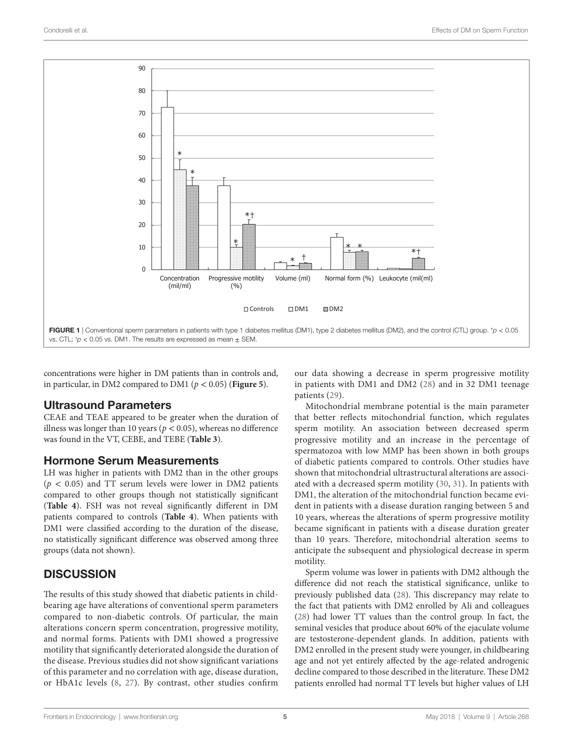FIGURE 1 | Conventional sperm parameters in patients with type 1 diabetes mellitus (DM1), type 2 diabetes mellitus (DM2), and the control (CTL) group. *$p < 0.05$ vs. CTL; †$p < 0.05$ vs. DM1. The results are expressed as mean ± SEM.

concentrations were higher in DM patients than in controls and, in particular, in DM2 compared to DM1 ($p < 0.05$) (**Figure 5**).

## Ultrasound Parameters

CEAE and TEAE appeared to be greater when the duration of illness was longer than 10 years ($p < 0.05$), whereas no difference was found in the VT, CEBE, and TEBE (**Table 3**).

## Hormone Serum Measurements

LH was higher in patients with DM2 than in the other groups ($p < 0.05$) and TT serum levels were lower in DM2 patients compared to other groups though not statistically significant (**Table 4**). FSH was not reveal significantly different in DM patients compared to controls (**Table 4**). When patients with DM1 were classified according to the duration of the disease, no statistically significant difference was observed among three groups (data not shown).

# DISCUSSION

The results of this study showed that diabetic patients in childbearing age have alterations of conventional sperm parameters compared to non-diabetic controls. Of particular, the main alterations concern sperm concentration, progressive motility, and normal forms. Patients with DM1 showed a progressive motility that significantly deteriorated alongside the duration of the disease. Previous studies did not show significant variations of this parameter and no correlation with age, disease duration, or HbA1c levels (8, 27). By contrast, other studies confirm our data showing a decrease in sperm progressive motility in patients with DM1 and DM2 (28) and in 32 DM1 teenage patients (29).

Mitochondrial membrane potential is the main parameter that better reflects mitochondrial function, which regulates sperm motility. An association between decreased sperm progressive motility and an increase in the percentage of spermatozoa with low MMP has been shown in both groups of diabetic patients compared to controls. Other studies have shown that mitochondrial ultrastructural alterations are associated with a decreased sperm motility (30, 31). In patients with DM1, the alteration of the mitochondrial function became evident in patients with a disease duration ranging between 5 and 10 years, whereas the alterations of sperm progressive motility became significant in patients with a disease duration greater than 10 years. Therefore, mitochondrial alteration seems to anticipate the subsequent and physiological decrease in sperm motility.

Sperm volume was lower in patients with DM2 although the difference did not reach the statistical significance, unlike to previously published data (28). This discrepancy may relate to the fact that patients with DM2 enrolled by Ali and colleagues (28) had lower TT values than the control group. In fact, the seminal vesicles that produce about 60% of the ejaculate volume are testosterone-dependent glands. In addition, patients with DM2 enrolled in the present study were younger, in childbearing age and not yet entirely affected by the age-related androgenic decline compared to those described in the literature. These DM2 patients enrolled had normal TT levels but higher values of LH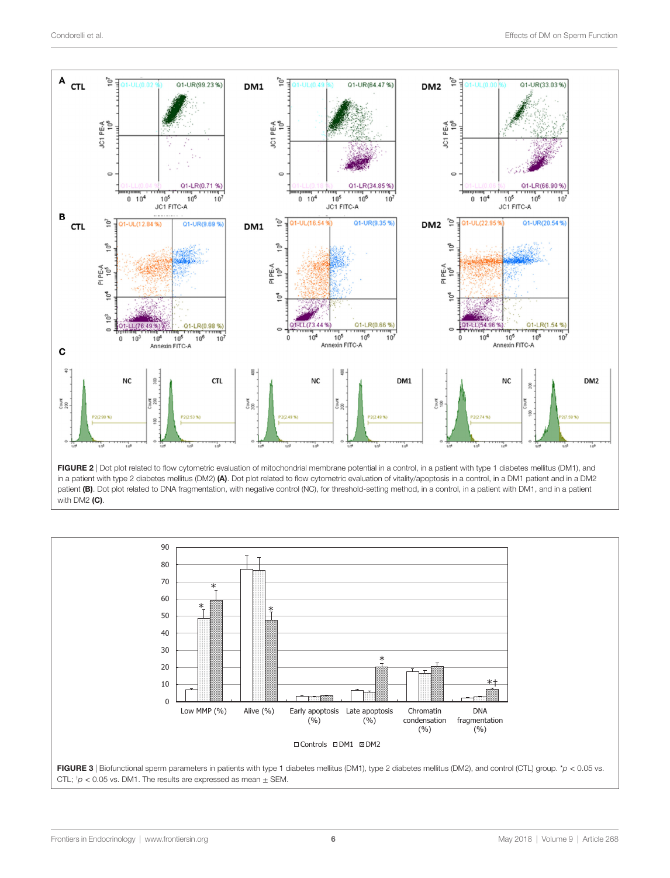**FIGURE 2** | Dot plot related to flow cytometric evaluation of mitochondrial membrane potential in a control, in a patient with type 1 diabetes mellitus (DM1), and in a patient with type 2 diabetes mellitus (DM2) **(A)**. Dot plot related to flow cytometric evaluation of vitality/apoptosis in a control, in a DM1 patient and in a DM2 patient **(B)**. Dot plot related to DNA fragmentation, with negative control (NC), for threshold-setting method, in a control, in a patient with DM1, and in a patient with DM2 **(C)**.

**FIGURE 3** | Biofunctional sperm parameters in patients with type 1 diabetes mellitus (DM1), type 2 diabetes mellitus (DM2), and control (CTL) group. *$p < 0.05$ vs. CTL; †$p < 0.05$ vs. DM1. The results are expressed as mean ± SEM.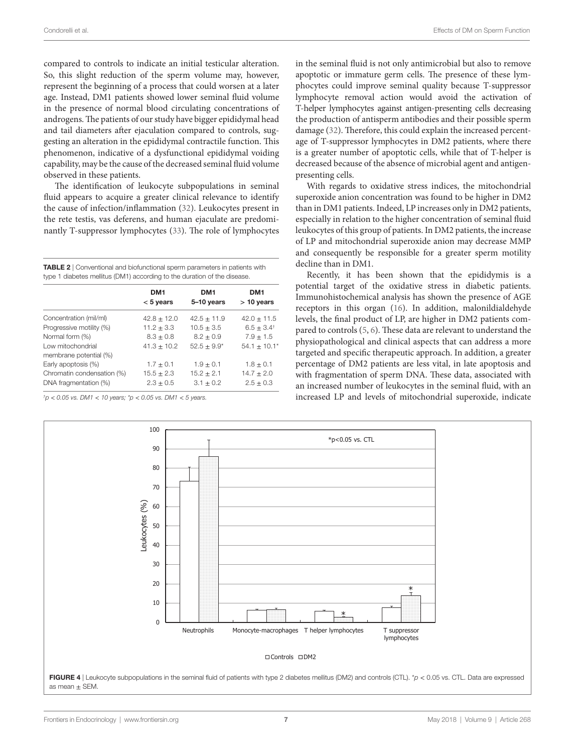compared to controls to indicate an initial testicular alteration. So, this slight reduction of the sperm volume may, however, represent the beginning of a process that could worsen at a later age. Instead, DM1 patients showed lower seminal fluid volume in the presence of normal blood circulating concentrations of androgens. The patients of our study have bigger epididymal head and tail diameters after ejaculation compared to controls, suggesting an alteration in the epididymal contractile function. This phenomenon, indicative of a dysfunctional epididymal voiding capability, may be the cause of the decreased seminal fluid volume observed in these patients.

The identification of leukocyte subpopulations in seminal fluid appears to acquire a greater clinical relevance to identify the cause of infection/inflammation (32). Leukocytes present in the rete testis, vas deferens, and human ejaculate are predominantly T-suppressor lymphocytes (33). The role of lymphocytes in the seminal fluid is not only antimicrobial but also to remove apoptotic or immature germ cells. The presence of these lymphocytes could improve seminal quality because T-suppressor lymphocyte removal action would avoid the activation of T-helper lymphocytes against antigen-presenting cells decreasing the production of antisperm antibodies and their possible sperm damage (32). Therefore, this could explain the increased percentage of T-suppressor lymphocytes in DM2 patients, where there is a greater number of apoptotic cells, while that of T-helper is decreased because of the absence of microbial agent and antigen-presenting cells.

**TABLE 2** | Conventional and biofunctional sperm parameters in patients with type 1 diabetes mellitus (DM1) according to the duration of the disease.

| | DM1 < 5 years | DM1 5–10 years | DM1 > 10 years |
|---|---|---|---|
| Concentration (mil/ml) | 42.8 ± 12.0 | 42.5 ± 11.9 | 42.0 ± 11.5 |
| Progressive motility (%) | 11.2 ± 3.3 | 10.5 ± 3.5 | 6.5 ± 3.4[†] |
| Normal form (%) | 8.3 ± 0.8 | 8.2 ± 0.9 | 7.9 ± 1.5 |
| Low mitochondrial membrane potential (%) | 41.3 ± 10.2 | 52.5 ± 9.9* | 54.1 ± 10.1* |
| Early apoptosis (%) | 1.7 ± 0.1 | 1.9 ± 0.1 | 1.8 ± 0.1 |
| Chromatin condensation (%) | 15.5 ± 2.3 | 15.2 ± 2.1 | 14.7 ± 2.0 |
| DNA fragmentation (%) | 2.3 ± 0.5 | 3.1 ± 0.2 | 2.5 ± 0.3 |

[†]$p < 0.05$ vs. DM1 < 10 years; *$p < 0.05$ vs. DM1 < 5 years.

With regards to oxidative stress indices, the mitochondrial superoxide anion concentration was found to be higher in DM2 than in DM1 patients. Indeed, LP increases only in DM2 patients, especially in relation to the higher concentration of seminal fluid leukocytes of this group of patients. In DM2 patients, the increase of LP and mitochondrial superoxide anion may decrease MMP and consequently be responsible for a greater sperm motility decline than in DM1.

Recently, it has been shown that the epididymis is a potential target of the oxidative stress in diabetic patients. Immunohistochemical analysis has shown the presence of AGE receptors in this organ (16). In addition, malonildialdehyde levels, the final product of LP, are higher in DM2 patients compared to controls (5, 6). These data are relevant to understand the physiopathological and clinical aspects that can address a more targeted and specific therapeutic approach. In addition, a greater percentage of DM2 patients are less vital, in late apoptosis and with fragmentation of sperm DNA. These data, associated with an increased number of leukocytes in the seminal fluid, with an increased LP and levels of mitochondrial superoxide, indicate

**FIGURE 4** | Leukocyte subpopulations in the seminal fluid of patients with type 2 diabetes mellitus (DM2) and controls (CTL). *$p < 0.05$ vs. CTL. Data are expressed as mean ± SEM.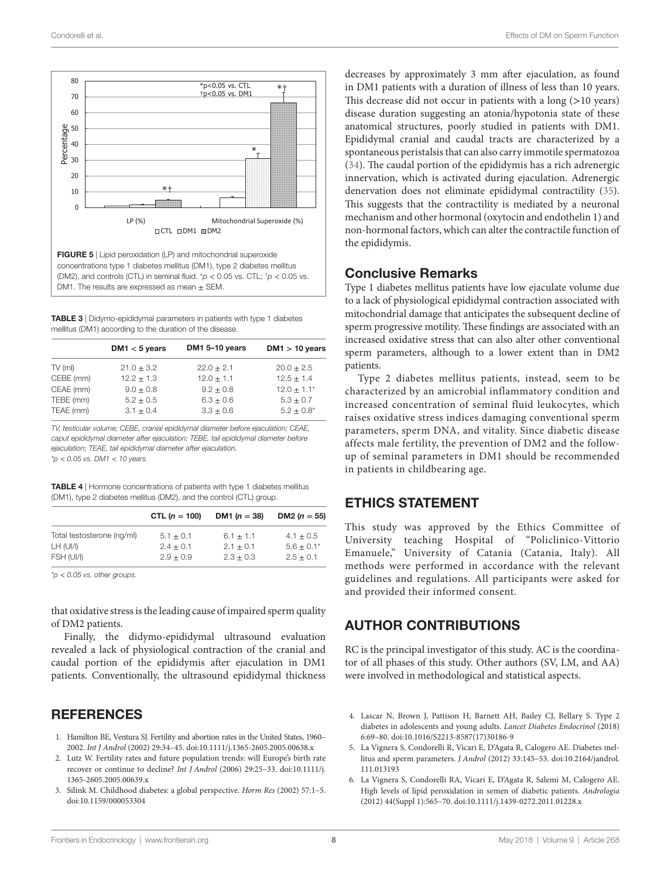FIGURE 5 | Lipid peroxidation (LP) and mitochondrial superoxide concentrations type 1 diabetes mellitus (DM1), type 2 diabetes mellitus (DM2), and controls (CTL) in seminal fluid. \*$p < 0.05$ vs. CTL; †$p < 0.05$ vs. DM1. The results are expressed as mean ± SEM.

TABLE 3 | Didymo-epididymal parameters in patients with type 1 diabetes mellitus (DM1) according to the duration of the disease.

| | DM1 < 5 years | DM1 5–10 years | DM1 > 10 years |
|---|---|---|---|
| TV (ml) | 21.0 ± 3.2 | 22.0 ± 2.1 | 20.0 ± 2.5 |
| CEBE (mm) | 12.2 ± 1.3 | 12.0 ± 1.1 | 12.5 ± 1.4 |
| CEAE (mm) | 9.0 ± 0.8 | 9.2 ± 0.8 | 12.0 ± 1.1* |
| TEBE (mm) | 5.2 ± 0.5 | 6.3 ± 0.6 | 5.3 ± 0.7 |
| TEAE (mm) | 3.1 ± 0.4 | 3.3 ± 0.6 | 5.2 ± 0.8* |

*TV, testicular volume; CEBE, cranial epididymal diameter before ejaculation; CEAE, caput epididymal diameter after ejaculation; TEBE, tail epididymal diameter before ejaculation; TEAE, tail epididymal diameter after ejaculation.*
*\*$p < 0.05$ vs. DM1 < 10 years.*

TABLE 4 | Hormone concentrations of patients with type 1 diabetes mellitus (DM1), type 2 diabetes mellitus (DM2), and the control (CTL) group.

| | CTL (n = 100) | DM1 (n = 38) | DM2 (n = 55) |
|---|---|---|---|
| Total testosterone (ng/ml) | 5.1 ± 0.1 | 6.1 ± 1.1 | 4.1 ± 0.5 |
| LH (UI/l) | 2.4 ± 0.1 | 2.1 ± 0.1 | 5.6 ± 0.1* |
| FSH (UI/l) | 2.9 ± 0.9 | 2.3 ± 0.3 | 2.5 ± 0.1 |

*\*$p < 0.05$ vs. other groups.*

that oxidative stress is the leading cause of impaired sperm quality of DM2 patients.

Finally, the didymo-epididymal ultrasound evaluation revealed a lack of physiological contraction of the cranial and caudal portion of the epididymis after ejaculation in DM1 patients. Conventionally, the ultrasound epididymal thickness decreases by approximately 3 mm after ejaculation, as found in DM1 patients with a duration of illness of less than 10 years. This decrease did not occur in patients with a long (>10 years) disease duration suggesting an atonia/hypotonia state of these anatomical structures, poorly studied in patients with DM1. Epididymal cranial and caudal tracts are characterized by a spontaneous peristalsis that can also carry immotile spermatozoa (34). The caudal portion of the epididymis has a rich adrenergic innervation, which is activated during ejaculation. Adrenergic denervation does not eliminate epididymal contractility (35). This suggests that the contractility is mediated by a neuronal mechanism and other hormonal (oxytocin and endothelin 1) and non-hormonal factors, which can alter the contractile function of the epididymis.

## Conclusive Remarks

Type 1 diabetes mellitus patients have low ejaculate volume due to a lack of physiological epididymal contraction associated with mitochondrial damage that anticipates the subsequent decline of sperm progressive motility. These findings are associated with an increased oxidative stress that can also alter other conventional sperm parameters, although to a lower extent than in DM2 patients.

Type 2 diabetes mellitus patients, instead, seem to be characterized by an amicrobial inflammatory condition and increased concentration of seminal fluid leukocytes, which raises oxidative stress indices damaging conventional sperm parameters, sperm DNA, and vitality. Since diabetic disease affects male fertility, the prevention of DM2 and the follow-up of seminal parameters in DM1 should be recommended in patients in childbearing age.

## ETHICS STATEMENT

This study was approved by the Ethics Committee of University teaching Hospital of "Policlinico-Vittorio Emanuele," University of Catania (Catania, Italy). All methods were performed in accordance with the relevant guidelines and regulations. All participants were asked for and provided their informed consent.

## AUTHOR CONTRIBUTIONS

RC is the principal investigator of this study. AC is the coordinator of all phases of this study. Other authors (SV, LM, and AA) were involved in methodological and statistical aspects.

## REFERENCES

1. Hamilton BE, Ventura SJ. Fertility and abortion rates in the United States, 1960–2002. *Int J Androl* (2002) 29:34–45. doi:10.1111/j.1365-2605.2005.00638.x
2. Lutz W. Fertility rates and future population trends: will Europe's birth rate recover or continue to decline? *Int J Androl* (2006) 29:25–33. doi:10.1111/j.1365-2605.2005.00639.x
3. Silink M. Childhood diabetes: a global perspective. *Horm Res* (2002) 57:1–5. doi:10.1159/000053304
4. Lascar N, Brown J, Pattison H, Barnett AH, Bailey CJ, Bellary S. Type 2 diabetes in adolescents and young adults. *Lancet Diabetes Endocrinol* (2018) 6:69–80. doi:10.1016/S2213-8587(17)30186-9
5. La Vignera S, Condorelli R, Vicari E, D'Agata R, Calogero AE. Diabetes mellitus and sperm parameters. *J Androl* (2012) 33:145–53. doi:10.2164/jandrol.111.013193
6. La Vignera S, Condorelli RA, Vicari E, D'Agata R, Salemi M, Calogero AE. High levels of lipid peroxidation in semen of diabetic patients. *Andrologia* (2012) 44(Suppl 1):565–70. doi:10.1111/j.1439-0272.2011.01228.x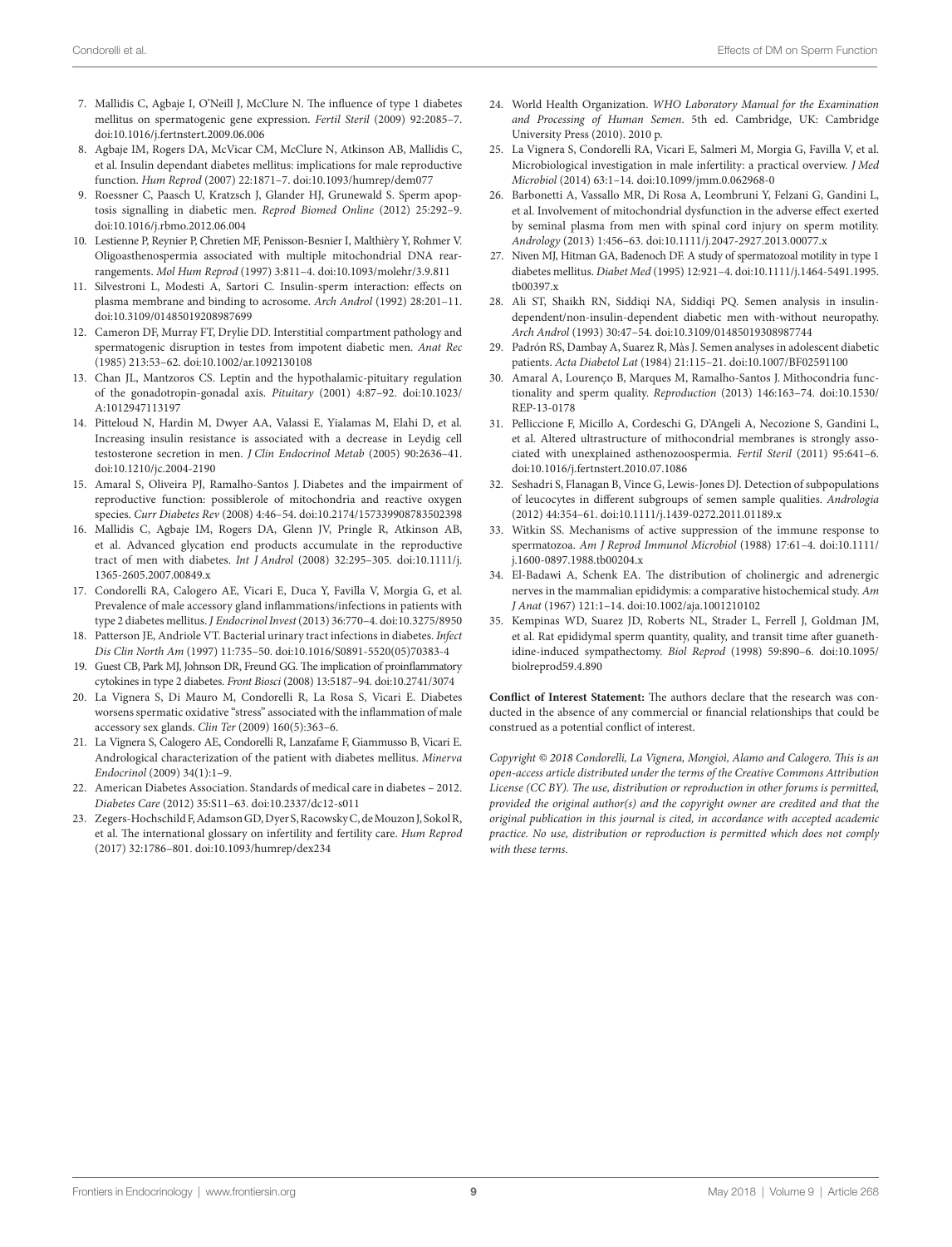7. Mallidis C, Agbaje I, O'Neill J, McClure N. The influence of type 1 diabetes mellitus on spermatogenic gene expression. *Fertil Steril* (2009) 92:2085–7. doi:10.1016/j.fertnstert.2009.06.006
8. Agbaje IM, Rogers DA, McVicar CM, McClure N, Atkinson AB, Mallidis C, et al. Insulin dependant diabetes mellitus: implications for male reproductive function. *Hum Reprod* (2007) 22:1871–7. doi:10.1093/humrep/dem077
9. Roessner C, Paasch U, Kratzsch J, Glander HJ, Grunewald S. Sperm apoptosis signalling in diabetic men. *Reprod Biomed Online* (2012) 25:292–9. doi:10.1016/j.rbmo.2012.06.004
10. Lestienne P, Reynier P, Chretien MF, Penisson-Besnier I, Malthièry Y, Rohmer V. Oligoasthenospermia associated with multiple mitochondrial DNA rearrangements. *Mol Hum Reprod* (1997) 3:811–4. doi:10.1093/molehr/3.9.811
11. Silvestroni L, Modesti A, Sartori C. Insulin-sperm interaction: effects on plasma membrane and binding to acrosome. *Arch Androl* (1992) 28:201–11. doi:10.3109/01485019208987699
12. Cameron DF, Murray FT, Drylie DD. Interstitial compartment pathology and spermatogenic disruption in testes from impotent diabetic men. *Anat Rec* (1985) 213:53–62. doi:10.1002/ar.1092130108
13. Chan JL, Mantzoros CS. Leptin and the hypothalamic-pituitary regulation of the gonadotropin-gonadal axis. *Pituitary* (2001) 4:87–92. doi:10.1023/A:1012947113197
14. Pitteloud N, Hardin M, Dwyer AA, Valassi E, Yialamas M, Elahi D, et al. Increasing insulin resistance is associated with a decrease in Leydig cell testosterone secretion in men. *J Clin Endocrinol Metab* (2005) 90:2636–41. doi:10.1210/jc.2004-2190
15. Amaral S, Oliveira PJ, Ramalho-Santos J. Diabetes and the impairment of reproductive function: possiblerole of mitochondria and reactive oxygen species. *Curr Diabetes Rev* (2008) 4:46–54. doi:10.2174/157339908783502398
16. Mallidis C, Agbaje IM, Rogers DA, Glenn JV, Pringle R, Atkinson AB, et al. Advanced glycation end products accumulate in the reproductive tract of men with diabetes. *Int J Androl* (2008) 32:295–305. doi:10.1111/j.1365-2605.2007.00849.x
17. Condorelli RA, Calogero AE, Vicari E, Duca Y, Favilla V, Morgia G, et al. Prevalence of male accessory gland inflammations/infections in patients with type 2 diabetes mellitus. *J Endocrinol Invest* (2013) 36:770–4. doi:10.3275/8950
18. Patterson JE, Andriole VT. Bacterial urinary tract infections in diabetes. *Infect Dis Clin North Am* (1997) 11:735–50. doi:10.1016/S0891-5520(05)70383-4
19. Guest CB, Park MJ, Johnson DR, Freund GG. The implication of proinflammatory cytokines in type 2 diabetes. *Front Biosci* (2008) 13:5187–94. doi:10.2741/3074
20. La Vignera S, Di Mauro M, Condorelli R, La Rosa S, Vicari E. Diabetes worsens spermatic oxidative "stress" associated with the inflammation of male accessory sex glands. *Clin Ter* (2009) 160(5):363–6.
21. La Vignera S, Calogero AE, Condorelli R, Lanzafame F, Giammusso B, Vicari E. Andrological characterization of the patient with diabetes mellitus. *Minerva Endocrinol* (2009) 34(1):1–9.
22. American Diabetes Association. Standards of medical care in diabetes – 2012. *Diabetes Care* (2012) 35:S11–63. doi:10.2337/dc12-s011
23. Zegers-Hochschild F, Adamson GD, Dyer S, Racowsky C, de Mouzon J, Sokol R, et al. The international glossary on infertility and fertility care. *Hum Reprod* (2017) 32:1786–801. doi:10.1093/humrep/dex234
24. World Health Organization. *WHO Laboratory Manual for the Examination and Processing of Human Semen*. 5th ed. Cambridge, UK: Cambridge University Press (2010). 2010 p.
25. La Vignera S, Condorelli RA, Vicari E, Salmeri M, Morgia G, Favilla V, et al. Microbiological investigation in male infertility: a practical overview. *J Med Microbiol* (2014) 63:1–14. doi:10.1099/jmm.0.062968-0
26. Barbonetti A, Vassallo MR, Di Rosa A, Leombruni Y, Felzani G, Gandini L, et al. Involvement of mitochondrial dysfunction in the adverse effect exerted by seminal plasma from men with spinal cord injury on sperm motility. *Andrology* (2013) 1:456–63. doi:10.1111/j.2047-2927.2013.00077.x
27. Niven MJ, Hitman GA, Badenoch DF. A study of spermatozoal motility in type 1 diabetes mellitus. *Diabet Med* (1995) 12:921–4. doi:10.1111/j.1464-5491.1995.tb00397.x
28. Ali ST, Shaikh RN, Siddiqi NA, Siddiqi PQ. Semen analysis in insulin-dependent/non-insulin-dependent diabetic men with-without neuropathy. *Arch Androl* (1993) 30:47–54. doi:10.3109/01485019308987744
29. Padrón RS, Dambay A, Suarez R, Màs J. Semen analyses in adolescent diabetic patients. *Acta Diabetol Lat* (1984) 21:115–21. doi:10.1007/BF02591100
30. Amaral A, Lourenço B, Marques M, Ramalho-Santos J. Mithocondria functionality and sperm quality. *Reproduction* (2013) 146:163–74. doi:10.1530/REP-13-0178
31. Pelliccione F, Micillo A, Cordeschi G, D'Angeli A, Necozione S, Gandini L, et al. Altered ultrastructure of mithocondrial membranes is strongly associated with unexplained asthenozoospermia. *Fertil Steril* (2011) 95:641–6. doi:10.1016/j.fertnstert.2010.07.1086
32. Seshadri S, Flanagan B, Vince G, Lewis-Jones DJ. Detection of subpopulations of leucocytes in different subgroups of semen sample qualities. *Andrologia* (2012) 44:354–61. doi:10.1111/j.1439-0272.2011.01189.x
33. Witkin SS. Mechanisms of active suppression of the immune response to spermatozoa. *Am J Reprod Immunol Microbiol* (1988) 17:61–4. doi:10.1111/j.1600-0897.1988.tb00204.x
34. El-Badawi A, Schenk EA. The distribution of cholinergic and adrenergic nerves in the mammalian epididymis: a comparative histochemical study. *Am J Anat* (1967) 121:1–14. doi:10.1002/aja.1001210102
35. Kempinas WD, Suarez JD, Roberts NL, Strader L, Ferrell J, Goldman JM, et al. Rat epididymal sperm quantity, quality, and transit time after guanethidine-induced sympathectomy. *Biol Reprod* (1998) 59:890–6. doi:10.1095/biolreprod59.4.890

**Conflict of Interest Statement:** The authors declare that the research was conducted in the absence of any commercial or financial relationships that could be construed as a potential conflict of interest.

*Copyright © 2018 Condorelli, La Vignera, Mongioì, Alamo and Calogero. This is an open-access article distributed under the terms of the Creative Commons Attribution License (CC BY). The use, distribution or reproduction in other forums is permitted, provided the original author(s) and the copyright owner are credited and that the original publication in this journal is cited, in accordance with accepted academic practice. No use, distribution or reproduction is permitted which does not comply with these terms.*